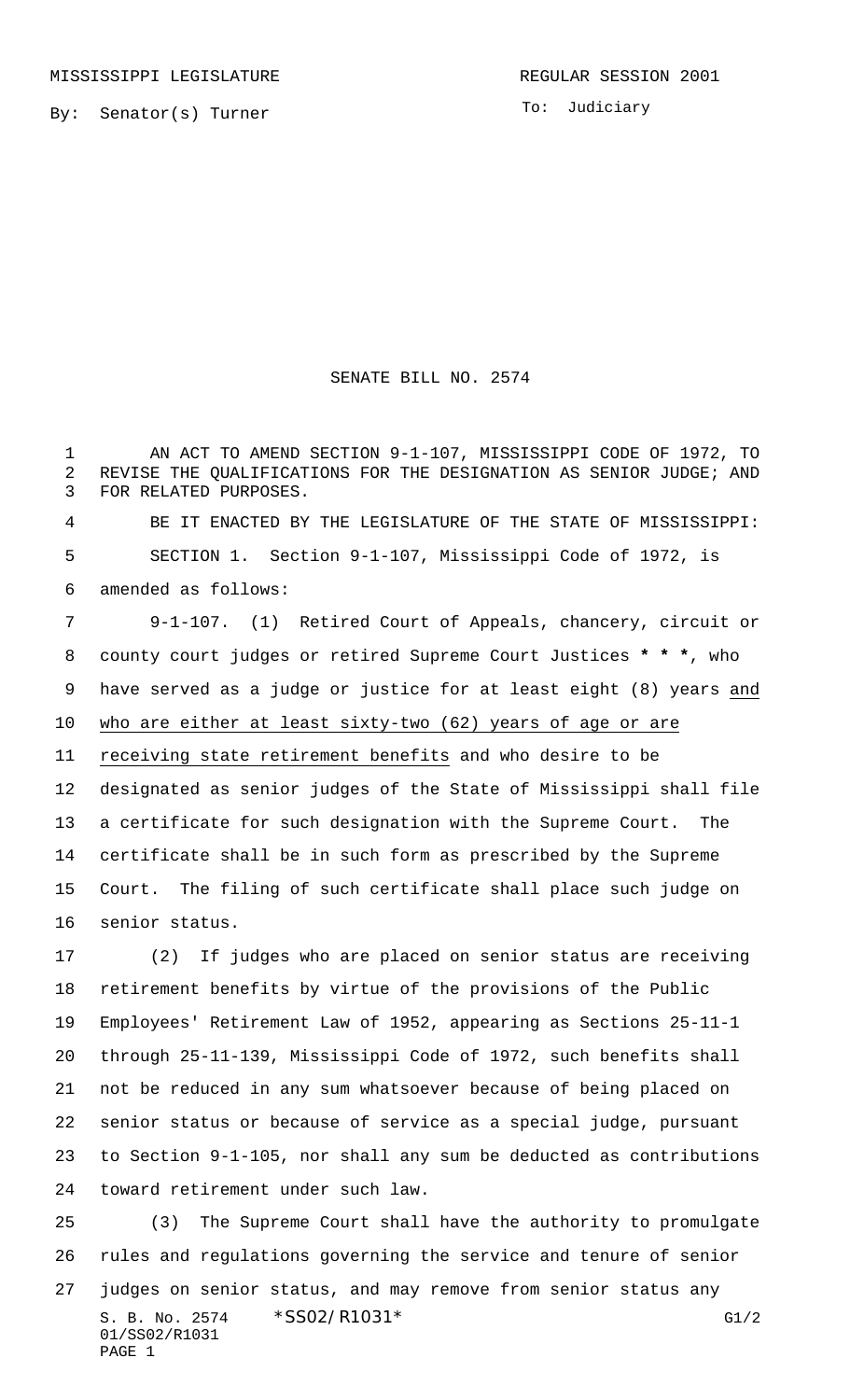MISSISSIPPI LEGISLATURE REGULAR SESSION 2001

By: Senator(s) Turner

To: Judiciary

# SENATE BILL NO. 2574

AN ACT TO AMEND SECTION 9-1-107, MISSISSIPPI CODE OF 1972, TO REVISE THE QUALIFICATIONS FOR THE DESIGNATION AS SENIOR JUDGE; AND FOR RELATED PURPOSES.

BE IT ENACTED BY THE LEGISLATURE OF THE STATE OF MISSISSIPPI:

SECTION 1. Section 9-1-107, Mississippi Code of 1972, is amended as follows:

9-1-107. (1) Retired Court of Appeals, chancery, circuit or county court judges or retired Supreme Court Justices **\* \* \***, who have served as a judge or justice for at least eight (8) years <u>and who are either at least sixty-two (62) years of age or are receiving state retirement benefits</u> and who desire to be designated as senior judges of the State of Mississippi shall file a certificate for such designation with the Supreme Court. The certificate shall be in such form as prescribed by the Supreme Court. The filing of such certificate shall place such judge on senior status.

(2) If judges who are placed on senior status are receiving retirement benefits by virtue of the provisions of the Public Employees' Retirement Law of 1952, appearing as Sections 25-11-1 through 25-11-139, Mississippi Code of 1972, such benefits shall not be reduced in any sum whatsoever because of being placed on senior status or because of service as a special judge, pursuant to Section 9-1-105, nor shall any sum be deducted as contributions toward retirement under such law.

(3) The Supreme Court shall have the authority to promulgate rules and regulations governing the service and tenure of senior judges on senior status, and may remove from senior status any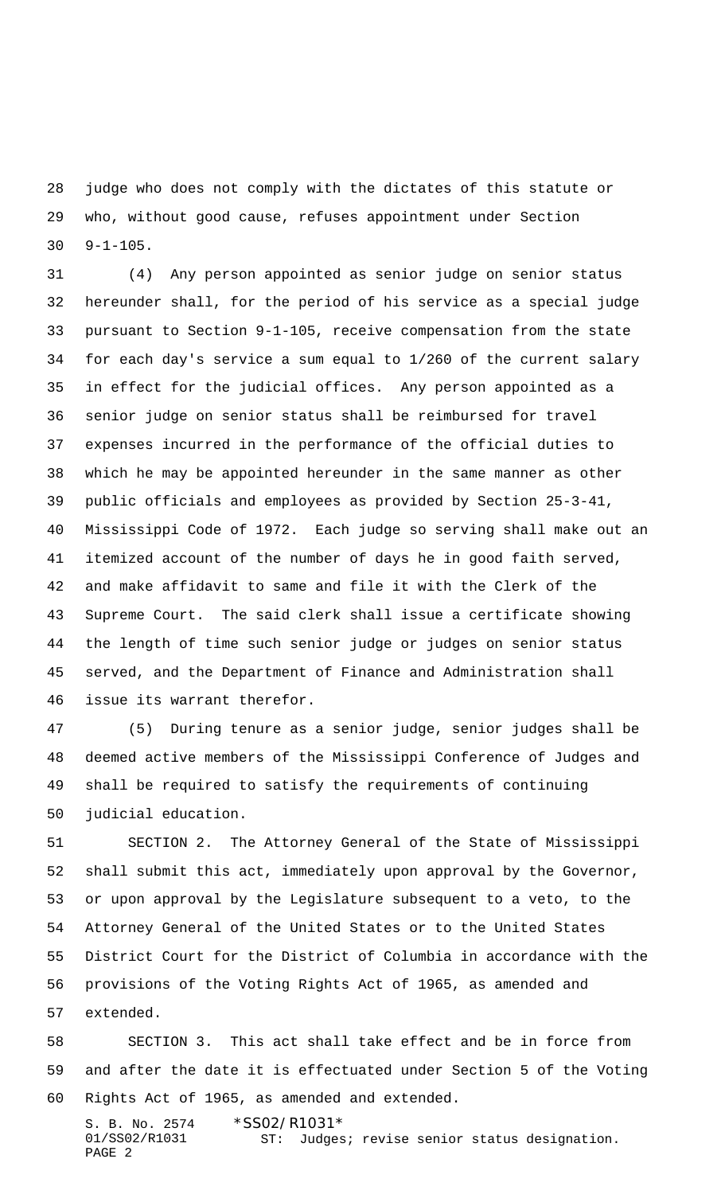judge who does not comply with the dictates of this statute or who, without good cause, refuses appointment under Section 9-1-105.

(4) Any person appointed as senior judge on senior status hereunder shall, for the period of his service as a special judge pursuant to Section 9-1-105, receive compensation from the state for each day's service a sum equal to 1/260 of the current salary in effect for the judicial offices. Any person appointed as a senior judge on senior status shall be reimbursed for travel expenses incurred in the performance of the official duties to which he may be appointed hereunder in the same manner as other public officials and employees as provided by Section 25-3-41, Mississippi Code of 1972. Each judge so serving shall make out an itemized account of the number of days he in good faith served, and make affidavit to same and file it with the Clerk of the Supreme Court. The said clerk shall issue a certificate showing the length of time such senior judge or judges on senior status served, and the Department of Finance and Administration shall issue its warrant therefor.

(5) During tenure as a senior judge, senior judges shall be deemed active members of the Mississippi Conference of Judges and shall be required to satisfy the requirements of continuing judicial education.

SECTION 2. The Attorney General of the State of Mississippi shall submit this act, immediately upon approval by the Governor, or upon approval by the Legislature subsequent to a veto, to the Attorney General of the United States or to the United States District Court for the District of Columbia in accordance with the provisions of the Voting Rights Act of 1965, as amended and extended.

SECTION 3. This act shall take effect and be in force from and after the date it is effectuated under Section 5 of the Voting Rights Act of 1965, as amended and extended.

ST: Judges; revise senior status designation.